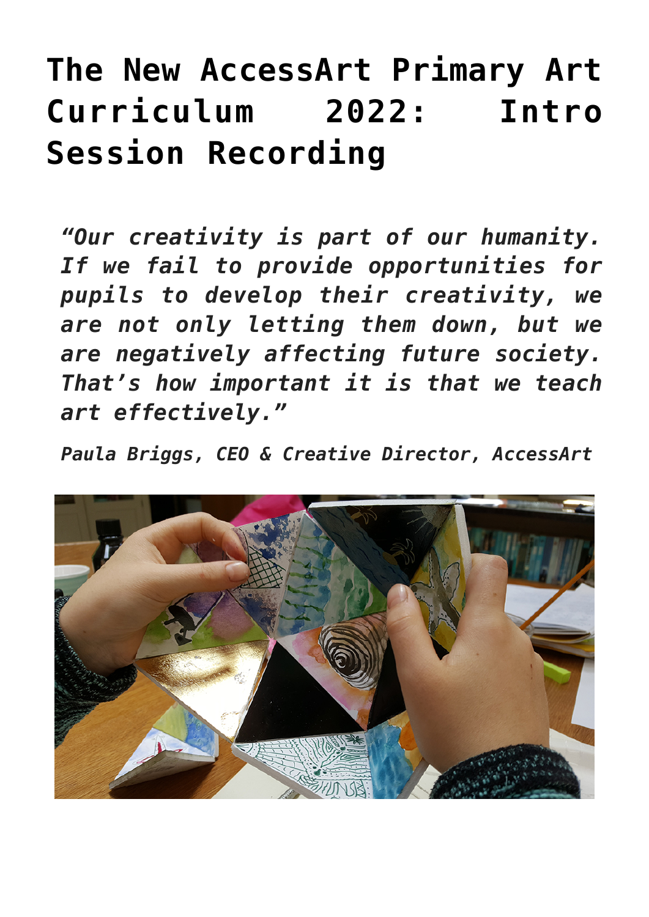# The New AccessArt Primary Art Curriculum 2022: Intro Session Recording

> *"Our creativity is part of our humanity. If we fail to provide opportunities for pupils to develop their creativity, we are not only letting them down, but we are negatively affecting future society. That's how important it is that we teach art effectively."*
>
> *Paula Briggs, CEO & Creative Director, AccessArt*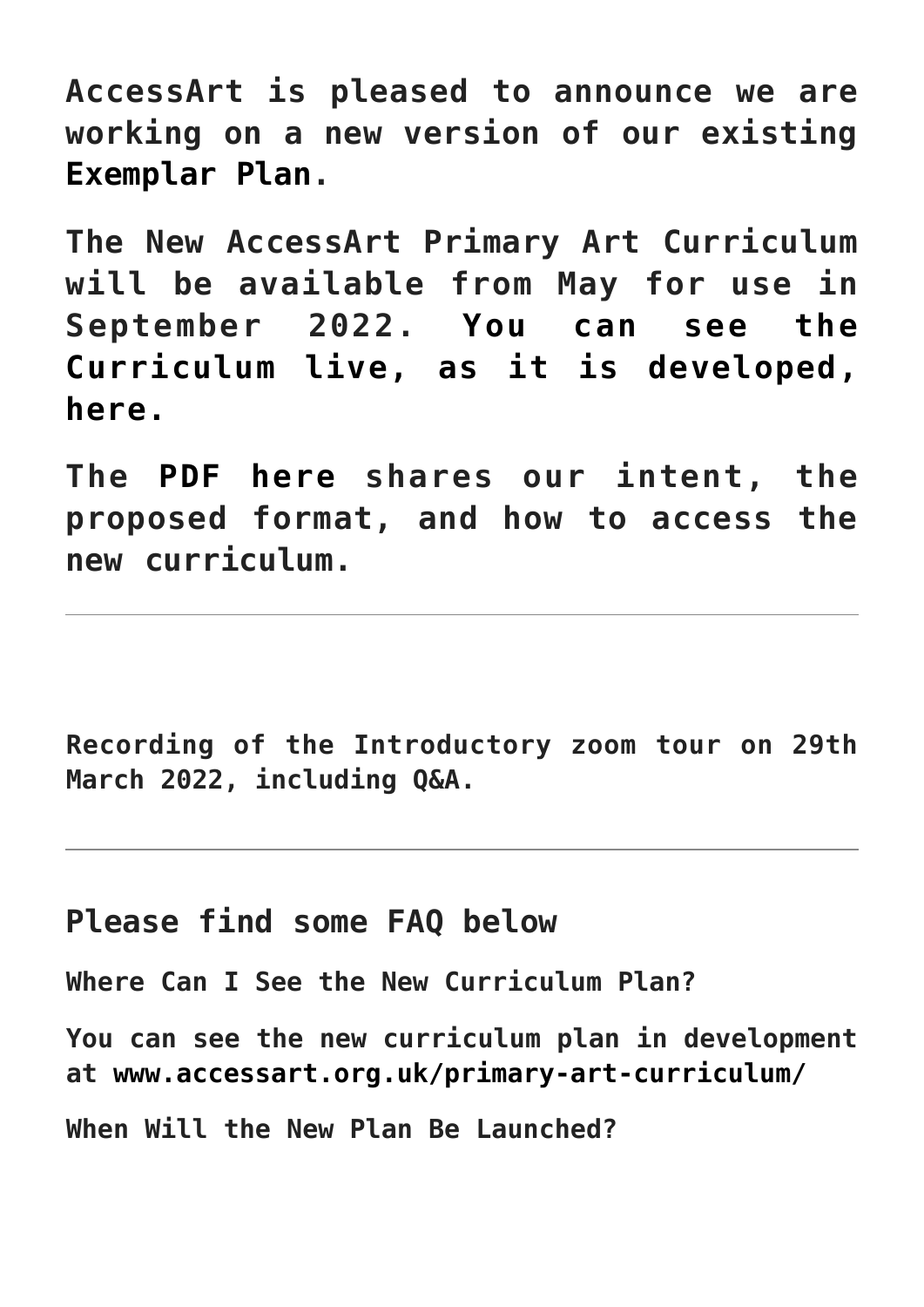**AccessArt is pleased to announce we are working on a new version of our existing Exemplar Plan.**

**The New AccessArt Primary Art Curriculum will be available from May for use in September 2022. You can see the Curriculum live, as it is developed, here.**

**The PDF here shares our intent, the proposed format, and how to access the new curriculum.**

---

**Recording of the Introductory zoom tour on 29th March 2022, including Q&A.**

---

## Please find some FAQ below

**Where Can I See the New Curriculum Plan?**

**You can see the new curriculum plan in development at www.accessart.org.uk/primary-art-curriculum/**

**When Will the New Plan Be Launched?**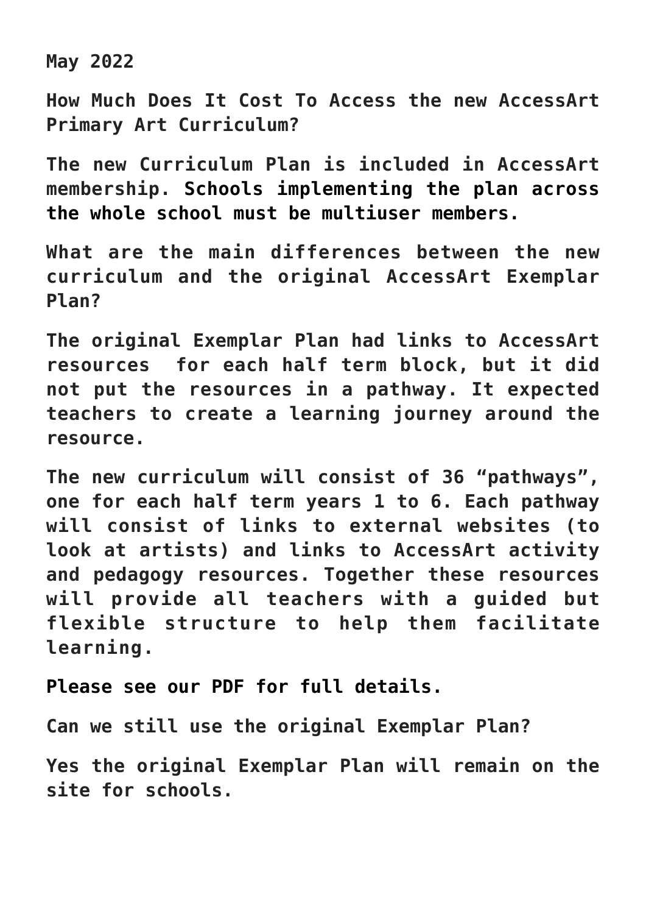**May 2022**

**How Much Does It Cost To Access the new AccessArt Primary Art Curriculum?**

**The new Curriculum Plan is included in AccessArt membership. Schools implementing the plan across the whole school must be multiuser members.**

**What are the main differences between the new curriculum and the original AccessArt Exemplar Plan?**

**The original Exemplar Plan had links to AccessArt resources for each half term block, but it did not put the resources in a pathway. It expected teachers to create a learning journey around the resource.**

**The new curriculum will consist of 36 "pathways", one for each half term years 1 to 6. Each pathway will consist of links to external websites (to look at artists) and links to AccessArt activity and pedagogy resources. Together these resources will provide all teachers with a guided but flexible structure to help them facilitate learning.**

**Please see our PDF for full details.**

**Can we still use the original Exemplar Plan?**

**Yes the original Exemplar Plan will remain on the site for schools.**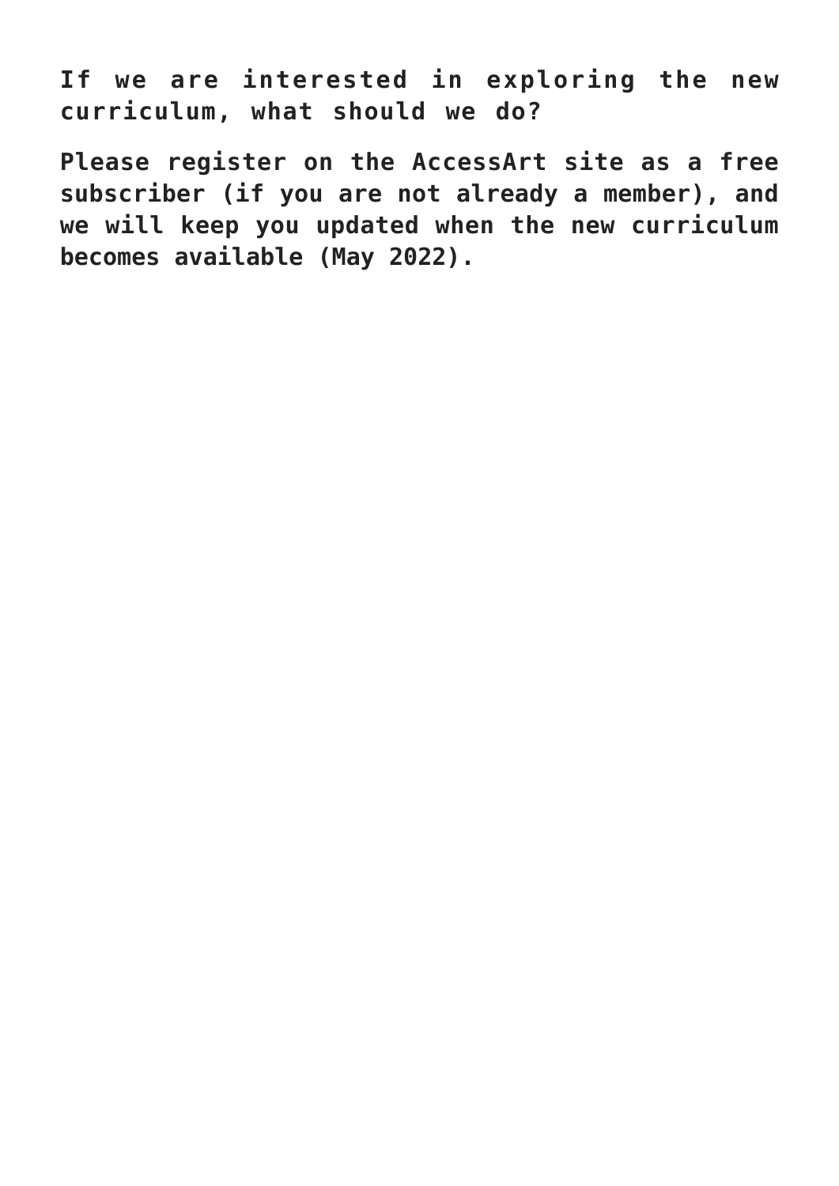**If we are interested in exploring the new curriculum, what should we do?**

**Please register on the AccessArt site as a free subscriber (if you are not already a member), and we will keep you updated when the new curriculum becomes available (May 2022).**